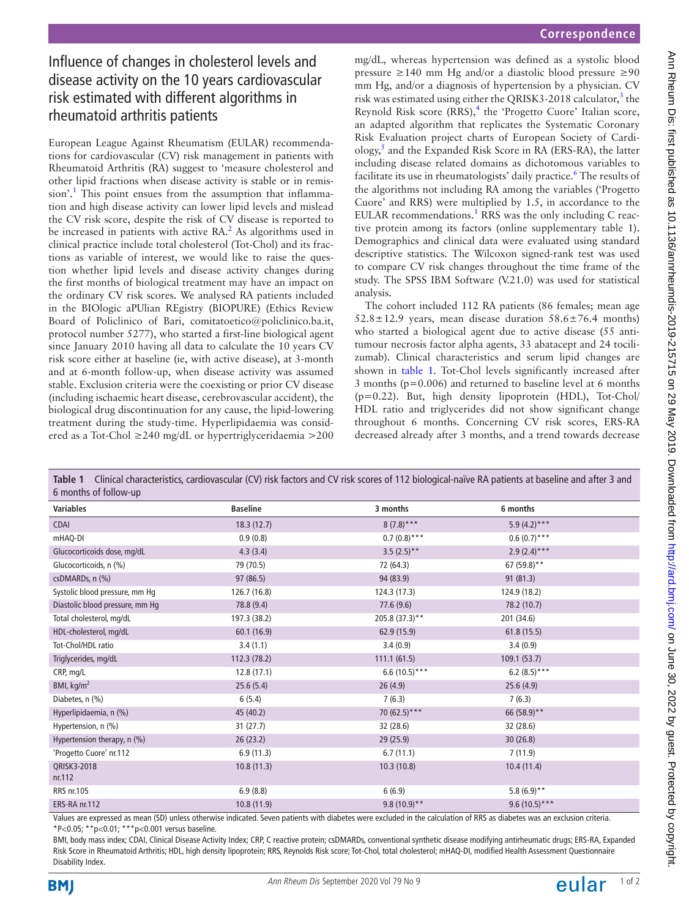# Influence of changes in cholesterol levels and disease activity on the 10 years cardiovascular risk estimated with different algorithms in rheumatoid arthritis patients

European League Against Rheumatism (EULAR) recommendations for cardiovascular (CV) risk management in patients with Rheumatoid Arthritis (RA) suggest to 'measure cholesterol and other lipid fractions when disease activity is stable or in remission'.[1] This point ensues from the assumption that inflammation and high disease activity can lower lipid levels and mislead the CV risk score, despite the risk of CV disease is reported to be increased in patients with active RA.[2] As algorithms used in clinical practice include total cholesterol (Tot-Chol) and its fractions as variable of interest, we would like to raise the question whether lipid levels and disease activity changes during the first months of biological treatment may have an impact on the ordinary CV risk scores. We analysed RA patients included in the BIOlogic aPUlian REgistry (BIOPURE) (Ethics Review Board of Policlinico of Bari, comitatoetico@policlinico.ba.it, protocol number 5277), who started a first-line biological agent since January 2010 having all data to calculate the 10 years CV risk score either at baseline (ie, with active disease), at 3-month and at 6-month follow-up, when disease activity was assumed stable. Exclusion criteria were the coexisting or prior CV disease (including ischaemic heart disease, cerebrovascular accident), the biological drug discontinuation for any cause, the lipid-lowering treatment during the study-time. Hyperlipidaemia was considered as a Tot-Chol ≥240 mg/dL or hypertriglyceridaemia >200 mg/dL, whereas hypertension was defined as a systolic blood pressure ≥140 mm Hg and/or a diastolic blood pressure ≥90 mm Hg, and/or a diagnosis of hypertension by a physician. CV risk was estimated using either the QRISK3-2018 calculator,[3] the Reynold Risk score (RRS),[4] the 'Progetto Cuore' Italian score, an adapted algorithm that replicates the Systematic Coronary Risk Evaluation project charts of European Society of Cardiology,[5] and the Expanded Risk Score in RA (ERS-RA), the latter including disease related domains as dichotomous variables to facilitate its use in rheumatologists' daily practice.[6] The results of the algorithms not including RA among the variables ('Progetto Cuore' and RRS) were multiplied by 1.5, in accordance to the EULAR recommendations.[1] RRS was the only including C reactive protein among its factors (online supplementary table 1). Demographics and clinical data were evaluated using standard descriptive statistics. The Wilcoxon signed-rank test was used to compare CV risk changes throughout the time frame of the study. The SPSS IBM Software (V.21.0) was used for statistical analysis.

The cohort included 112 RA patients (86 females; mean age 52.8±12.9 years, mean disease duration 58.6±76.4 months) who started a biological agent due to active disease (55 antitumour necrosis factor alpha agents, 33 abatacept and 24 tocilizumab). Clinical characteristics and serum lipid changes are shown in table 1. Tot-Chol levels significantly increased after 3 months (p=0.006) and returned to baseline level at 6 months (p=0.22). But, high density lipoprotein (HDL), Tot-Chol/HDL ratio and triglycerides did not show significant change throughout 6 months. Concerning CV risk scores, ERS-RA decreased already after 3 months, and a trend towards decrease

**Table 1** Clinical characteristics, cardiovascular (CV) risk factors and CV risk scores of 112 biological-naïve RA patients at baseline and after 3 and 6 months of follow-up

| Variables | Baseline | 3 months | 6 months |
|---|---|---|---|
| CDAI | 18.3 (12.7) | 8 (7.8)*** | 5.9 (4.2)*** |
| mHAQ-DI | 0.9 (0.8) | 0.7 (0.8)*** | 0.6 (0.7)*** |
| Glucocorticoids dose, mg/dL | 4.3 (3.4) | 3.5 (2.5)** | 2.9 (2.4)*** |
| Glucocorticoids, n (%) | 79 (70.5) | 72 (64.3) | 67 (59.8)** |
| csDMARDs, n (%) | 97 (86.5) | 94 (83.9) | 91 (81.3) |
| Systolic blood pressure, mm Hg | 126.7 (16.8) | 124.3 (17.3) | 124.9 (18.2) |
| Diastolic blood pressure, mm Hg | 78.8 (9.4) | 77.6 (9.6) | 78.2 (10.7) |
| Total cholesterol, mg/dL | 197.3 (38.2) | 205.8 (37.3)** | 201 (34.6) |
| HDL-cholesterol, mg/dL | 60.1 (16.9) | 62.9 (15.9) | 61.8 (15.5) |
| Tot-Chol/HDL ratio | 3.4 (1.1) | 3.4 (0.9) | 3.4 (0.9) |
| Triglycerides, mg/dL | 112.3 (78.2) | 111.1 (61.5) | 109.1 (53.7) |
| CRP, mg/L | 12.8 (17.1) | 6.6 (10.5)*** | 6.2 (8.5)*** |
| BMI, $kg/m^2$ | 25.6 (5.4) | 26 (4.9) | 25.6 (4.9) |
| Diabetes, n (%) | 6 (5.4) | 7 (6.3) | 7 (6.3) |
| Hyperlipidaemia, n (%) | 45 (40.2) | 70 (62.5)*** | 66 (58.9)** |
| Hypertension, n (%) | 31 (27.7) | 32 (28.6) | 32 (28.6) |
| Hypertension therapy, n (%) | 26 (23.2) | 29 (25.9) | 30 (26.8) |
| 'Progetto Cuore' nr.112 | 6.9 (11.3) | 6.7 (11.1) | 7 (11.9) |
| QRISK3-2018 nr.112 | 10.8 (11.3) | 10.3 (10.8) | 10.4 (11.4) |
| RRS nr.105 | 6.9 (8.8) | 6 (6.9) | 5.8 (6.9)** |
| ERS-RA nr.112 | 10.8 (11.9) | 9.8 (10.9)** | 9.6 (10.5)*** |

Values are expressed as mean (SD) unless otherwise indicated. Seven patients with diabetes were excluded in the calculation of RRS as diabetes was an exclusion criteria.
*P<0.05; **p<0.01; ***p<0.001 versus baseline.
BMI, body mass index; CDAI, Clinical Disease Activity Index; CRP, C reactive protein; csDMARDs, conventional synthetic disease modifying antirheumatic drugs; ERS-RA, Expanded Risk Score in Rheumatoid Arthritis; HDL, high density lipoprotein; RRS, Reynolds Risk score; Tot-Chol, total cholesterol; mHAQ-DI, modified Health Assessment Questionnaire Disability Index.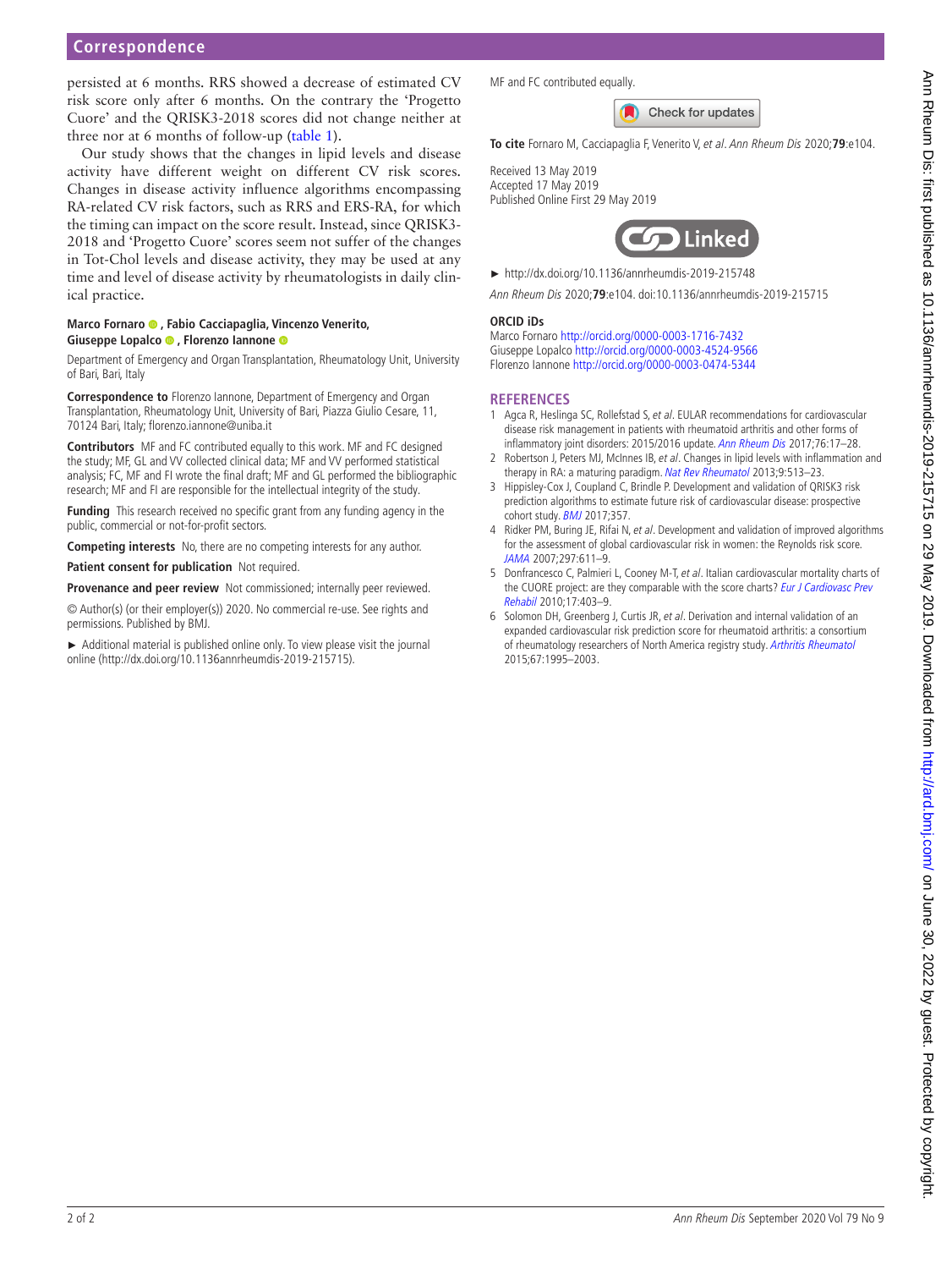persisted at 6 months. RRS showed a decrease of estimated CV risk score only after 6 months. On the contrary the 'Progetto Cuore' and the QRISK3-2018 scores did not change neither at three nor at 6 months of follow-up (table 1).

Our study shows that the changes in lipid levels and disease activity have different weight on different CV risk scores. Changes in disease activity influence algorithms encompassing RA-related CV risk factors, such as RRS and ERS-RA, for which the timing can impact on the score result. Instead, since QRISK3-2018 and 'Progetto Cuore' scores seem not suffer of the changes in Tot-Chol levels and disease activity, they may be used at any time and level of disease activity by rheumatologists in daily clinical practice.

**Marco Fornaro , Fabio Cacciapaglia, Vincenzo Venerito, Giuseppe Lopalco , Florenzo Iannone**

Department of Emergency and Organ Transplantation, Rheumatology Unit, University of Bari, Bari, Italy

**Correspondence to** Florenzo Iannone, Department of Emergency and Organ Transplantation, Rheumatology Unit, University of Bari, Piazza Giulio Cesare, 11, 70124 Bari, Italy; florenzo.iannone@uniba.it

**Contributors** MF and FC contributed equally to this work. MF and FC designed the study; MF, GL and VV collected clinical data; MF and VV performed statistical analysis; FC, MF and FI wrote the final draft; MF and GL performed the bibliographic research; MF and FI are responsible for the intellectual integrity of the study.

**Funding** This research received no specific grant from any funding agency in the public, commercial or not-for-profit sectors.

**Competing interests** No, there are no competing interests for any author.

**Patient consent for publication** Not required.

**Provenance and peer review** Not commissioned; internally peer reviewed.

© Author(s) (or their employer(s)) 2020. No commercial re-use. See rights and permissions. Published by BMJ.

► Additional material is published online only. To view please visit the journal online (http://dx.doi.org/10.1136annrheumdis-2019-215715).

MF and FC contributed equally.

**To cite** Fornaro M, Cacciapaglia F, Venerito V, *et al*. *Ann Rheum Dis* 2020;**79**:e104.

Received 13 May 2019
Accepted 17 May 2019
Published Online First 29 May 2019

► http://dx.doi.org/10.1136/annrheumdis-2019-215748

*Ann Rheum Dis* 2020;**79**:e104. doi:10.1136/annrheumdis-2019-215715

**ORCID iDs**

Marco Fornaro http://orcid.org/0000-0003-1716-7432
Giuseppe Lopalco http://orcid.org/0000-0003-4524-9566
Florenzo Iannone http://orcid.org/0000-0003-0474-5344

## REFERENCES

1. Agca R, Heslinga SC, Rollefstad S, *et al*. EULAR recommendations for cardiovascular disease risk management in patients with rheumatoid arthritis and other forms of inflammatory joint disorders: 2015/2016 update. *Ann Rheum Dis* 2017;76:17–28.
2. Robertson J, Peters MJ, McInnes IB, *et al*. Changes in lipid levels with inflammation and therapy in RA: a maturing paradigm. *Nat Rev Rheumatol* 2013;9:513–23.
3. Hippisley-Cox J, Coupland C, Brindle P. Development and validation of QRISK3 risk prediction algorithms to estimate future risk of cardiovascular disease: prospective cohort study. *BMJ* 2017;357.
4. Ridker PM, Buring JE, Rifai N, *et al*. Development and validation of improved algorithms for the assessment of global cardiovascular risk in women: the Reynolds risk score. *JAMA* 2007;297:611–9.
5. Donfrancesco C, Palmieri L, Cooney M-T, *et al*. Italian cardiovascular mortality charts of the CUORE project: are they comparable with the score charts? *Eur J Cardiovasc Prev Rehabil* 2010;17:403–9.
6. Solomon DH, Greenberg J, Curtis JR, *et al*. Derivation and internal validation of an expanded cardiovascular risk prediction score for rheumatoid arthritis: a consortium of rheumatology researchers of North America registry study. *Arthritis Rheumatol* 2015;67:1995–2003.